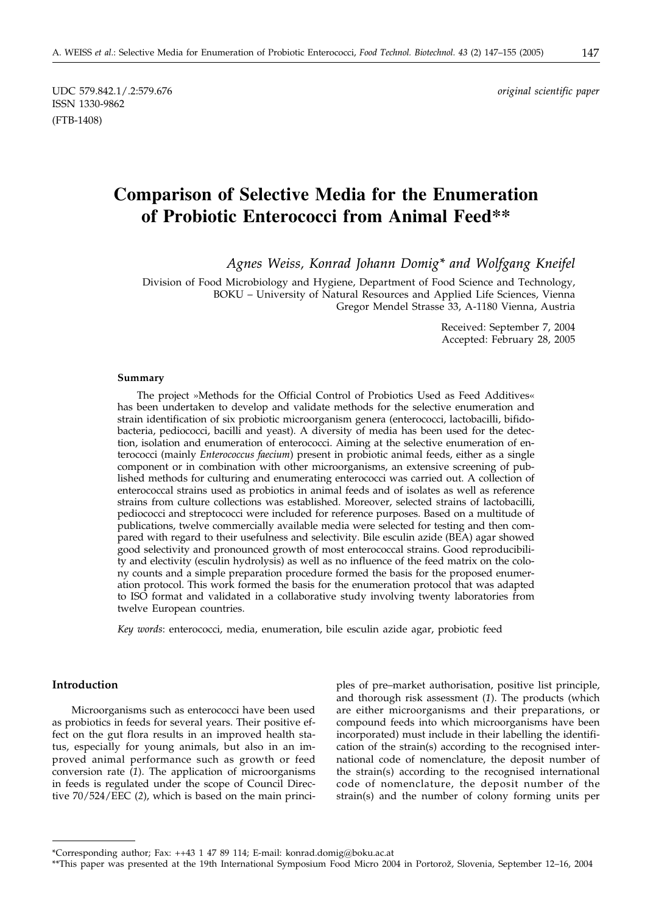UDC 579.842.1/.2:579.676
ISSN 1330-9862
(FTB-1408)

*original scientific paper*

# Comparison of Selective Media for the Enumeration of Probiotic Enterococci from Animal Feed**

*Agnes Weiss, Konrad Johann Domig* and Wolfgang Kneifel*

Division of Food Microbiology and Hygiene, Department of Food Science and Technology, BOKU – University of Natural Resources and Applied Life Sciences, Vienna Gregor Mendel Strasse 33, A-1180 Vienna, Austria

Received: September 7, 2004
Accepted: February 28, 2005

#### Summary

The project »Methods for the Official Control of Probiotics Used as Feed Additives« has been undertaken to develop and validate methods for the selective enumeration and strain identification of six probiotic microorganism genera (enterococci, lactobacilli, bifidobacteria, pediococci, bacilli and yeast). A diversity of media has been used for the detection, isolation and enumeration of enterococci. Aiming at the selective enumeration of enterococci (mainly *Enterococcus faecium*) present in probiotic animal feeds, either as a single component or in combination with other microorganisms, an extensive screening of published methods for culturing and enumerating enterococci was carried out. A collection of enterococcal strains used as probiotics in animal feeds and of isolates as well as reference strains from culture collections was established. Moreover, selected strains of lactobacilli, pediococci and streptococci were included for reference purposes. Based on a multitude of publications, twelve commercially available media were selected for testing and then compared with regard to their usefulness and selectivity. Bile esculin azide (BEA) agar showed good selectivity and pronounced growth of most enterococcal strains. Good reproducibility and electivity (esculin hydrolysis) as well as no influence of the feed matrix on the colony counts and a simple preparation procedure formed the basis for the proposed enumeration protocol. This work formed the basis for the enumeration protocol that was adapted to ISO format and validated in a collaborative study involving twenty laboratories from twelve European countries.

*Key words*: enterococci, media, enumeration, bile esculin azide agar, probiotic feed

#### Introduction

Microorganisms such as enterococci have been used as probiotics in feeds for several years. Their positive effect on the gut flora results in an improved health status, especially for young animals, but also in an improved animal performance such as growth or feed conversion rate (*1*). The application of microorganisms in feeds is regulated under the scope of Council Directive 70/524/EEC (*2*), which is based on the main principles of pre–market authorisation, positive list principle, and thorough risk assessment (*1*). The products (which are either microorganisms and their preparations, or compound feeds into which microorganisms have been incorporated) must include in their labelling the identification of the strain(s) according to the recognised international code of nomenclature, the deposit number of the strain(s) according to the recognised international code of nomenclature, the deposit number of the strain(s) and the number of colony forming units per

---

*Corresponding author; Fax: ++43 1 47 89 114; E-mail: konrad.domig@boku.ac.at

**This paper was presented at the 19th International Symposium Food Micro 2004 in Portorož, Slovenia, September 12–16, 2004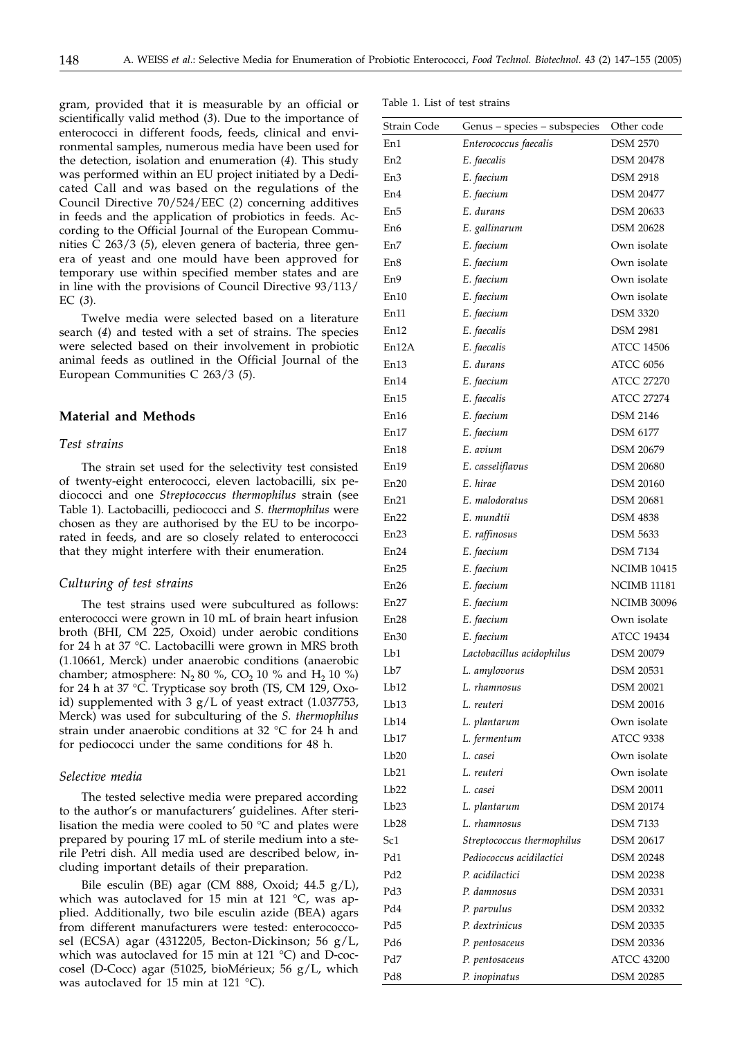gram, provided that it is measurable by an official or scientifically valid method (*3*). Due to the importance of enterococci in different foods, feeds, clinical and environmental samples, numerous media have been used for the detection, isolation and enumeration (*4*). This study was performed within an EU project initiated by a Dedicated Call and was based on the regulations of the Council Directive 70/524/EEC (*2*) concerning additives in feeds and the application of probiotics in feeds. According to the Official Journal of the European Communities C 263/3 (*5*), eleven genera of bacteria, three genera of yeast and one mould have been approved for temporary use within specified member states and are in line with the provisions of Council Directive 93/113/EC (*3*).

Twelve media were selected based on a literature search (*4*) and tested with a set of strains. The species were selected based on their involvement in probiotic animal feeds as outlined in the Official Journal of the European Communities C 263/3 (*5*).

## Material and Methods

### Test strains

The strain set used for the selectivity test consisted of twenty-eight enterococci, eleven lactobacilli, six pediococci and one *Streptococcus thermophilus* strain (see Table 1). Lactobacilli, pediococci and *S. thermophilus* were chosen as they are authorised by the EU to be incorporated in feeds, and are so closely related to enterococci that they might interfere with their enumeration.

### Culturing of test strains

The test strains used were subcultured as follows: enterococci were grown in 10 mL of brain heart infusion broth (BHI, CM 225, Oxoid) under aerobic conditions for 24 h at 37 °C. Lactobacilli were grown in MRS broth (1.10661, Merck) under anaerobic conditions (anaerobic chamber; atmosphere: $N_2$ 80 %, $CO_2$ 10 % and $H_2$ 10 %) for 24 h at 37 °C. Trypticase soy broth (TS, CM 129, Oxoid) supplemented with 3 g/L of yeast extract (1.037753, Merck) was used for subculturing of the *S. thermophilus* strain under anaerobic conditions at 32 °C for 24 h and for pediococci under the same conditions for 48 h.

### Selective media

The tested selective media were prepared according to the author's or manufacturers' guidelines. After sterilisation the media were cooled to 50 °C and plates were prepared by pouring 17 mL of sterile medium into a sterile Petri dish. All media used are described below, including important details of their preparation.

Bile esculin (BE) agar (CM 888, Oxoid; 44.5 g/L), which was autoclaved for 15 min at 121 °C, was applied. Additionally, two bile esculin azide (BEA) agars from different manufacturers were tested: enterococcosel (ECSA) agar (4312205, Becton-Dickinson; 56 g/L, which was autoclaved for 15 min at 121 °C) and D-coccosel (D-Cocc) agar (51025, bioMérieux; 56 g/L, which was autoclaved for 15 min at 121 °C).

Table 1. List of test strains

| Strain Code | Genus – species – subspecies | Other code |
|---|---|---|
| En1 | *Enterococcus faecalis* | DSM 2570 |
| En2 | *E. faecalis* | DSM 20478 |
| En3 | *E. faecium* | DSM 2918 |
| En4 | *E. faecium* | DSM 20477 |
| En5 | *E. durans* | DSM 20633 |
| En6 | *E. gallinarum* | DSM 20628 |
| En7 | *E. faecium* | Own isolate |
| En8 | *E. faecium* | Own isolate |
| En9 | *E. faecium* | Own isolate |
| En10 | *E. faecium* | Own isolate |
| En11 | *E. faecium* | DSM 3320 |
| En12 | *E. faecalis* | DSM 2981 |
| En12A | *E. faecalis* | ATCC 14506 |
| En13 | *E. durans* | ATCC 6056 |
| En14 | *E. faecium* | ATCC 27270 |
| En15 | *E. faecalis* | ATCC 27274 |
| En16 | *E. faecium* | DSM 2146 |
| En17 | *E. faecium* | DSM 6177 |
| En18 | *E. avium* | DSM 20679 |
| En19 | *E. casseliflavus* | DSM 20680 |
| En20 | *E. hirae* | DSM 20160 |
| En21 | *E. malodoratus* | DSM 20681 |
| En22 | *E. mundtii* | DSM 4838 |
| En23 | *E. raffinosus* | DSM 5633 |
| En24 | *E. faecium* | DSM 7134 |
| En25 | *E. faecium* | NCIMB 10415 |
| En26 | *E. faecium* | NCIMB 11181 |
| En27 | *E. faecium* | NCIMB 30096 |
| En28 | *E. faecium* | Own isolate |
| En30 | *E. faecium* | ATCC 19434 |
| Lb1 | *Lactobacillus acidophilus* | DSM 20079 |
| Lb7 | *L. amylovorus* | DSM 20531 |
| Lb12 | *L. rhamnosus* | DSM 20021 |
| Lb13 | *L. reuteri* | DSM 20016 |
| Lb14 | *L. plantarum* | Own isolate |
| Lb17 | *L. fermentum* | ATCC 9338 |
| Lb20 | *L. casei* | Own isolate |
| Lb21 | *L. reuteri* | Own isolate |
| Lb22 | *L. casei* | DSM 20011 |
| Lb23 | *L. plantarum* | DSM 20174 |
| Lb28 | *L. rhamnosus* | DSM 7133 |
| Sc1 | *Streptococcus thermophilus* | DSM 20617 |
| Pd1 | *Pediococcus acidilactici* | DSM 20248 |
| Pd2 | *P. acidilactici* | DSM 20238 |
| Pd3 | *P. damnosus* | DSM 20331 |
| Pd4 | *P. parvulus* | DSM 20332 |
| Pd5 | *P. dextrinicus* | DSM 20335 |
| Pd6 | *P. pentosaceus* | DSM 20336 |
| Pd7 | *P. pentosaceus* | ATCC 43200 |
| Pd8 | *P. inopinatus* | DSM 20285 |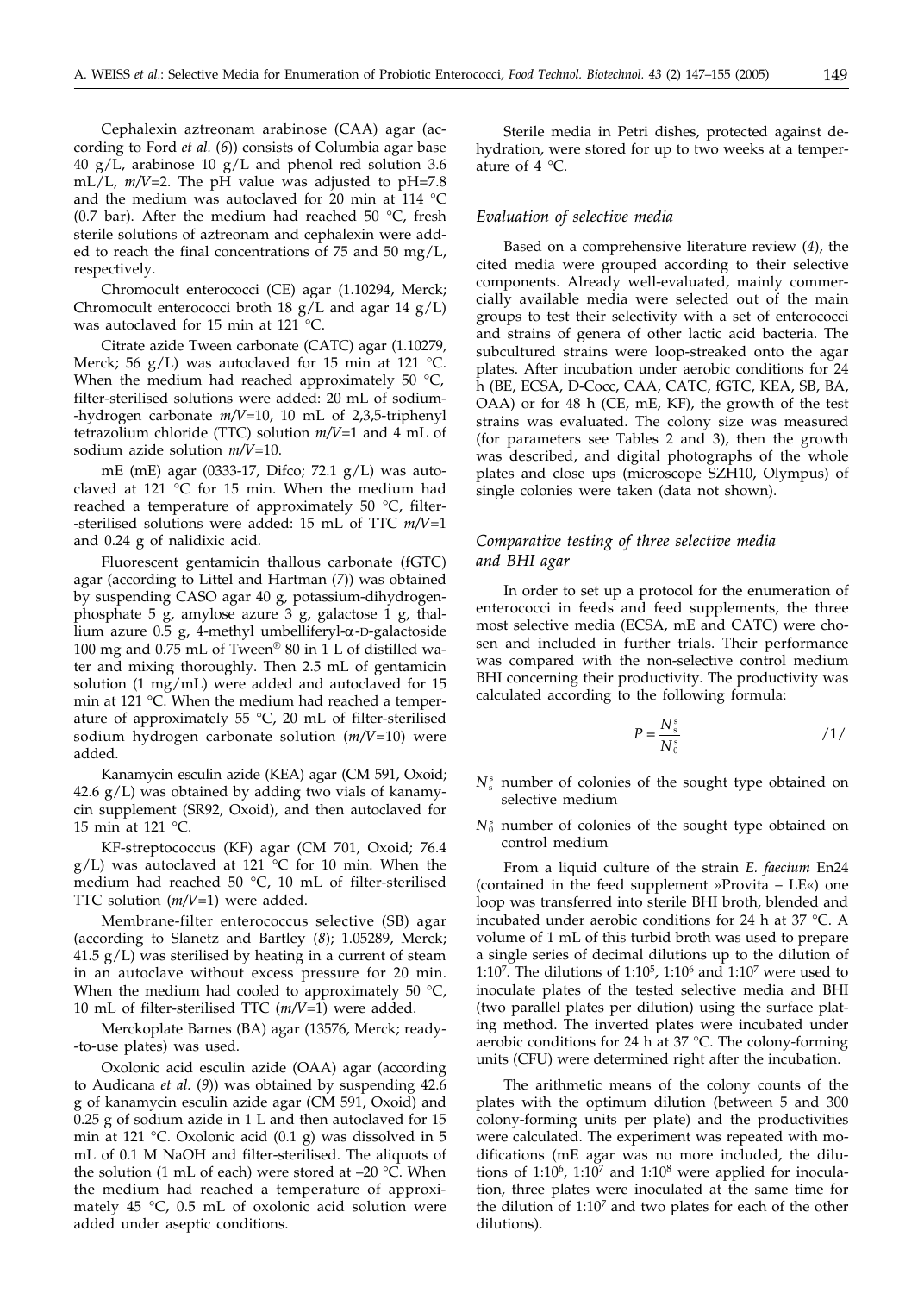Cephalexin aztreonam arabinose (CAA) agar (according to Ford *et al.* (*6*)) consists of Columbia agar base 40 g/L, arabinose 10 g/L and phenol red solution 3.6 mL/L, *m*/*V*=2. The pH value was adjusted to pH=7.8 and the medium was autoclaved for 20 min at 114 °C (0.7 bar). After the medium had reached 50 °C, fresh sterile solutions of aztreonam and cephalexin were added to reach the final concentrations of 75 and 50 mg/L, respectively.

Chromocult enterococci (CE) agar (1.10294, Merck; Chromocult enterococci broth 18 g/L and agar 14 g/L) was autoclaved for 15 min at 121 °C.

Citrate azide Tween carbonate (CATC) agar (1.10279, Merck; 56 g/L) was autoclaved for 15 min at 121 °C. When the medium had reached approximately 50 °C, filter-sterilised solutions were added: 20 mL of sodium-hydrogen carbonate *m*/*V*=10, 10 mL of 2,3,5-triphenyl tetrazolium chloride (TTC) solution *m*/*V*=1 and 4 mL of sodium azide solution *m*/*V*=10.

mE (mE) agar (0333-17, Difco; 72.1 g/L) was autoclaved at 121 °C for 15 min. When the medium had reached a temperature of approximately 50 °C, filter-sterilised solutions were added: 15 mL of TTC *m*/*V*=1 and 0.24 g of nalidixic acid.

Fluorescent gentamicin thallous carbonate (fGTC) agar (according to Littel and Hartman (*7*)) was obtained by suspending CASO agar 40 g, potassium-dihydrogenphosphate 5 g, amylose azure 3 g, galactose 1 g, thallium azure 0.5 g, 4-methyl umbelliferyl-α-D-galactoside 100 mg and 0.75 mL of Tween® 80 in 1 L of distilled water and mixing thoroughly. Then 2.5 mL of gentamicin solution (1 mg/mL) were added and autoclaved for 15 min at 121 °C. When the medium had reached a temperature of approximately 55 °C, 20 mL of filter-sterilised sodium hydrogen carbonate solution (*m*/*V*=10) were added.

Kanamycin esculin azide (KEA) agar (CM 591, Oxoid; 42.6 g/L) was obtained by adding two vials of kanamycin supplement (SR92, Oxoid), and then autoclaved for 15 min at 121 °C.

KF-streptococcus (KF) agar (CM 701, Oxoid; 76.4 g/L) was autoclaved at 121 °C for 10 min. When the medium had reached 50 °C, 10 mL of filter-sterilised TTC solution (*m*/*V*=1) were added.

Membrane-filter enterococcus selective (SB) agar (according to Slanetz and Bartley (*8*); 1.05289, Merck; 41.5 g/L) was sterilised by heating in a current of steam in an autoclave without excess pressure for 20 min. When the medium had cooled to approximately 50 °C, 10 mL of filter-sterilised TTC (*m*/*V*=1) were added.

Merckoplate Barnes (BA) agar (13576, Merck; ready-to-use plates) was used.

Oxolonic acid esculin azide (OAA) agar (according to Audicana *et al.* (*9*)) was obtained by suspending 42.6 g of kanamycin esculin azide agar (CM 591, Oxoid) and 0.25 g of sodium azide in 1 L and then autoclaved for 15 min at 121 °C. Oxolonic acid (0.1 g) was dissolved in 5 mL of 0.1 M NaOH and filter-sterilised. The aliquots of the solution (1 mL of each) were stored at –20 °C. When the medium had reached a temperature of approximately 45 °C, 0.5 mL of oxolonic acid solution were added under aseptic conditions.

Sterile media in Petri dishes, protected against dehydration, were stored for up to two weeks at a temperature of 4 °C.

### *Evaluation of selective media*

Based on a comprehensive literature review (*4*), the cited media were grouped according to their selective components. Already well-evaluated, mainly commercially available media were selected out of the main groups to test their selectivity with a set of enterococci and strains of genera of other lactic acid bacteria. The subcultured strains were loop-streaked onto the agar plates. After incubation under aerobic conditions for 24 h (BE, ECSA, D-Cocc, CAA, CATC, fGTC, KEA, SB, BA, OAA) or for 48 h (CE, mE, KF), the growth of the test strains was evaluated. The colony size was measured (for parameters see Tables 2 and 3), then the growth was described, and digital photographs of the whole plates and close ups (microscope SZH10, Olympus) of single colonies were taken (data not shown).

### *Comparative testing of three selective media and BHI agar*

In order to set up a protocol for the enumeration of enterococci in feeds and feed supplements, the three most selective media (ECSA, mE and CATC) were chosen and included in further trials. Their performance was compared with the non-selective control medium BHI concerning their productivity. The productivity was calculated according to the following formula:

$$P = \frac{N_s^s}{N_0^s} \qquad /1/$$

$N_s^s$ number of colonies of the sought type obtained on selective medium

$N_0^s$ number of colonies of the sought type obtained on control medium

From a liquid culture of the strain *E. faecium* En24 (contained in the feed supplement »Provita – LE«) one loop was transferred into sterile BHI broth, blended and incubated under aerobic conditions for 24 h at 37 °C. A volume of 1 mL of this turbid broth was used to prepare a single series of decimal dilutions up to the dilution of $1:10^7$. The dilutions of $1:10^5$, $1:10^6$ and $1:10^7$ were used to inoculate plates of the tested selective media and BHI (two parallel plates per dilution) using the surface plating method. The inverted plates were incubated under aerobic conditions for 24 h at 37 °C. The colony-forming units (CFU) were determined right after the incubation.

The arithmetic means of the colony counts of the plates with the optimum dilution (between 5 and 300 colony-forming units per plate) and the productivities were calculated. The experiment was repeated with modifications (mE agar was no more included, the dilutions of $1:10^6$, $1:10^7$ and $1:10^8$ were applied for inoculation, three plates were inoculated at the same time for the dilution of $1:10^7$ and two plates for each of the other dilutions).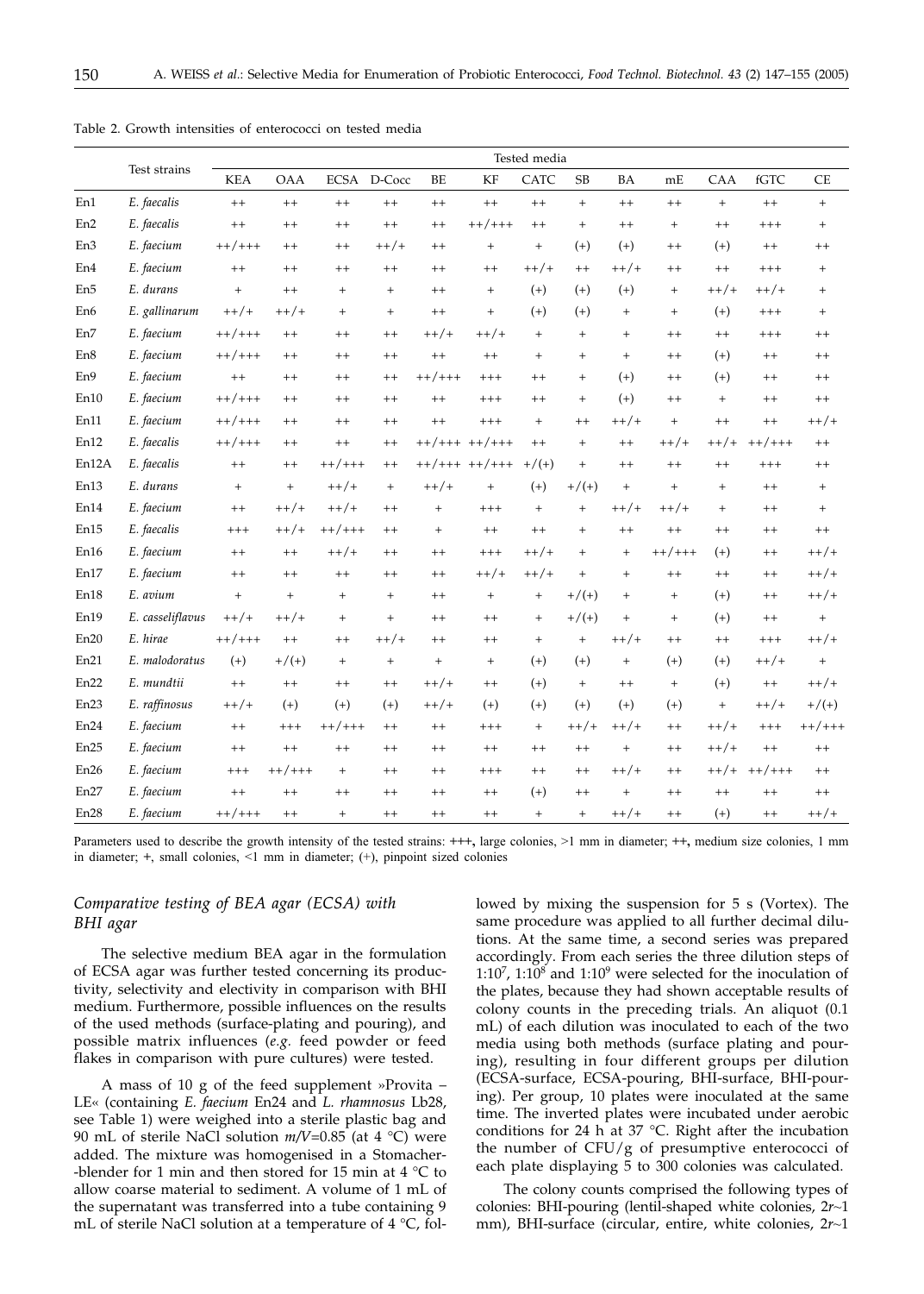Table 2. Growth intensities of enterococci on tested media

| | Test strains | Tested media | | | | | | | | | | | | |
|---|---|---|---|---|---|---|---|---|---|---|---|---|---|---|
| | | KEA | OAA | ECSA | D-Cocc | BE | KF | CATC | SB | BA | mE | CAA | fGTC | CE |
| En1 | *E. faecalis* | ++ | ++ | ++ | ++ | ++ | ++ | ++ | + | ++ | ++ | + | ++ | + |
| En2 | *E. faecalis* | ++ | ++ | ++ | ++ | ++ | ++/+++ | ++ | + | ++ | + | ++ | +++ | + |
| En3 | *E. faecium* | ++/+++ | ++ | ++ | ++/+ | ++ | + | + | (+) | (+) | ++ | (+) | ++ | ++ |
| En4 | *E. faecium* | ++ | ++ | ++ | ++ | ++ | ++ | ++/+ | ++ | ++/+ | ++ | ++ | +++ | + |
| En5 | *E. durans* | + | ++ | + | + | ++ | + | (+) | (+) | (+) | + | ++/+ | ++/+ | + |
| En6 | *E. gallinarum* | ++/+ | ++/+ | + | + | ++ | + | (+) | (+) | + | + | (+) | +++ | + |
| En7 | *E. faecium* | ++/+++ | ++ | ++ | ++ | ++/+ | ++/+ | + | + | + | ++ | ++ | +++ | ++ |
| En8 | *E. faecium* | ++/+++ | ++ | ++ | ++ | ++ | ++ | + | + | + | ++ | (+) | ++ | ++ |
| En9 | *E. faecium* | ++ | ++ | ++ | ++ | ++/+++ | +++ | ++ | + | (+) | ++ | (+) | ++ | ++ |
| En10 | *E. faecium* | ++/+++ | ++ | ++ | ++ | ++ | +++ | ++ | + | (+) | ++ | + | ++ | ++ |
| En11 | *E. faecium* | ++/+++ | ++ | ++ | ++ | ++ | +++ | + | ++ | ++/+ | + | ++ | ++ | ++/+ |
| En12 | *E. faecalis* | ++/+++ | ++ | ++ | ++ | ++/+++ | ++/+++ | ++ | + | ++ | ++/+ | ++/+ | ++/+++ | ++ |
| En12A | *E. faecalis* | ++ | ++ | ++/+++ | ++ | ++/+++ | ++/+++ | +/(+) | + | ++ | ++ | ++ | +++ | ++ |
| En13 | *E. durans* | + | + | ++/+ | + | ++/+ | + | (+) | +/(+) | + | + | + | ++ | + |
| En14 | *E. faecium* | ++ | ++/+ | ++/+ | ++ | + | +++ | + | + | ++/+ | ++/+ | + | ++ | + |
| En15 | *E. faecalis* | +++ | ++/+ | ++/+++ | ++ | + | ++ | ++ | + | ++ | ++ | ++ | ++ | ++ |
| En16 | *E. faecium* | ++ | ++ | ++/+ | ++ | ++ | +++ | ++/+ | + | + | ++/+++ | (+) | ++ | ++/+ |
| En17 | *E. faecium* | ++ | ++ | ++ | ++ | ++ | ++/+ | ++/+ | + | + | ++ | ++ | ++ | ++/+ |
| En18 | *E. avium* | + | + | + | + | ++ | + | + | +/(+) | + | + | (+) | ++ | ++/+ |
| En19 | *E. casseliflavus* | ++/+ | ++/+ | + | + | ++ | ++ | + | +/(+) | + | + | (+) | ++ | + |
| En20 | *E. hirae* | ++/+++ | ++ | ++ | ++/+ | ++ | ++ | + | + | ++/+ | ++ | ++ | +++ | ++/+ |
| En21 | *E. malodoratus* | (+) | +/(+) | + | + | + | + | (+) | (+) | + | (+) | (+) | ++/+ | + |
| En22 | *E. mundtii* | ++ | ++ | ++ | ++ | ++/+ | ++ | (+) | + | ++ | + | (+) | ++ | ++/+ |
| En23 | *E. raffinosus* | ++/+ | (+) | (+) | (+) | ++/+ | (+) | (+) | (+) | (+) | (+) | + | ++/+ | +/(+) |
| En24 | *E. faecium* | ++ | +++ | ++/+++ | ++ | ++ | +++ | + | ++/+ | ++/+ | ++ | ++/+ | +++ | ++/+++ |
| En25 | *E. faecium* | ++ | ++ | ++ | ++ | ++ | ++ | ++ | ++ | + | ++ | ++/+ | ++ | ++ |
| En26 | *E. faecium* | +++ | ++/+++ | + | ++ | ++ | +++ | ++ | ++ | ++/+ | ++ | ++/+ | ++/+++ | ++ |
| En27 | *E. faecium* | ++ | ++ | ++ | ++ | ++ | ++ | (+) | ++ | + | ++ | ++ | ++ | ++ |
| En28 | *E. faecium* | ++/+++ | ++ | + | ++ | ++ | ++ | + | + | ++/+ | ++ | (+) | ++ | ++/+ |

Parameters used to describe the growth intensity of the tested strains: **+++**, large colonies, >1 mm in diameter; **++**, medium size colonies, 1 mm in diameter; **+**, small colonies, <1 mm in diameter; (+), pinpoint sized colonies

### *Comparative testing of BEA agar (ECSA) with BHI agar*

The selective medium BEA agar in the formulation of ECSA agar was further tested concerning its productivity, selectivity and electivity in comparison with BHI medium. Furthermore, possible influences on the results of the used methods (surface-plating and pouring), and possible matrix influences (*e.g.* feed powder or feed flakes in comparison with pure cultures) were tested.

A mass of 10 g of the feed supplement »Provita – LE« (containing *E. faecium* En24 and *L. rhamnosus* Lb28, see Table 1) were weighed into a sterile plastic bag and 90 mL of sterile NaCl solution $m/V$=0.85 (at 4 °C) were added. The mixture was homogenised in a Stomacher-blender for 1 min and then stored for 15 min at 4 °C to allow coarse material to sediment. A volume of 1 mL of the supernatant was transferred into a tube containing 9 mL of sterile NaCl solution at a temperature of 4 °C, followed by mixing the suspension for 5 s (Vortex). The same procedure was applied to all further decimal dilutions. At the same time, a second series was prepared accordingly. From each series the three dilution steps of $1:10^7$, $1:10^8$ and $1:10^9$ were selected for the inoculation of the plates, because they had shown acceptable results of colony counts in the preceding trials. An aliquot (0.1 mL) of each dilution was inoculated to each of the two media using both methods (surface plating and pouring), resulting in four different groups per dilution (ECSA-surface, ECSA-pouring, BHI-surface, BHI-pouring). Per group, 10 plates were inoculated at the same time. The inverted plates were incubated under aerobic conditions for 24 h at 37 °C. Right after the incubation the number of CFU/g of presumptive enterococci of each plate displaying 5 to 300 colonies was calculated.

The colony counts comprised the following types of colonies: BHI-pouring (lentil-shaped white colonies, $2r$~1 mm), BHI-surface (circular, entire, white colonies, $2r$~1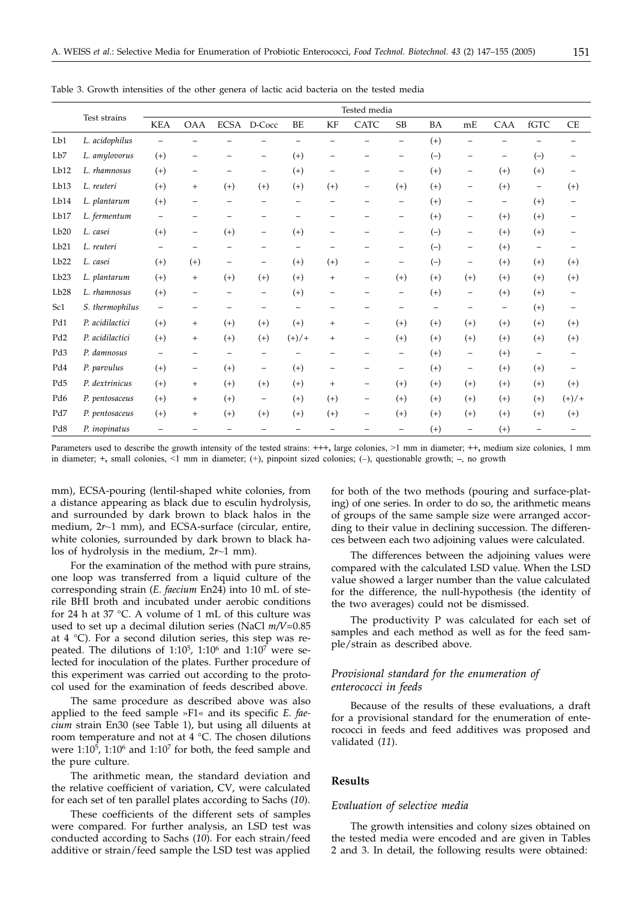Table 3. Growth intensities of the other genera of lactic acid bacteria on the tested media

| | Test strains | Tested media | | | | | | | | | | | | |
|---|---|---|---|---|---|---|---|---|---|---|---|---|---|---|
| | | KEA | OAA | ECSA | D-Cocc | BE | KF | CATC | SB | BA | mE | CAA | fGTC | CE |
| Lb1 | *L. acidophilus* | – | – | – | – | – | – | – | – | (+) | – | – | – | – |
| Lb7 | *L. amylovorus* | (+) | – | – | – | (+) | – | – | – | (–) | – | – | (–) | – |
| Lb12 | *L. rhamnosus* | (+) | – | – | – | (+) | – | – | – | (+) | – | (+) | (+) | – |
| Lb13 | *L. reuteri* | (+) | + | (+) | (+) | (+) | (+) | – | (+) | (+) | – | (+) | – | (+) |
| Lb14 | *L. plantarum* | (+) | – | – | – | – | – | – | – | (+) | – | – | (+) | – |
| Lb17 | *L. fermentum* | – | – | – | – | – | – | – | – | (+) | – | (+) | (+) | – |
| Lb20 | *L. casei* | (+) | – | (+) | – | (+) | – | – | – | (–) | – | (+) | (+) | – |
| Lb21 | *L. reuteri* | – | – | – | – | – | – | – | – | (–) | – | (+) | – | – |
| Lb22 | *L. casei* | (+) | (+) | – | – | (+) | (+) | – | – | (–) | – | (+) | (+) | (+) |
| Lb23 | *L. plantarum* | (+) | + | (+) | (+) | (+) | + | – | (+) | (+) | (+) | (+) | (+) | (+) |
| Lb28 | *L. rhamnosus* | (+) | – | – | – | (+) | – | – | – | (+) | – | (+) | (+) | – |
| Sc1 | *S. thermophilus* | – | – | – | – | – | – | – | – | – | – | – | (+) | – |
| Pd1 | *P. acidilactici* | (+) | + | (+) | (+) | (+) | + | – | (+) | (+) | (+) | (+) | (+) | (+) |
| Pd2 | *P. acidilactici* | (+) | + | (+) | (+) | (+)/+ | + | – | (+) | (+) | (+) | (+) | (+) | (+) |
| Pd3 | *P. damnosus* | – | – | – | – | – | – | – | – | (+) | – | (+) | – | – |
| Pd4 | *P. parvulus* | (+) | – | (+) | – | (+) | – | – | – | (+) | – | (+) | (+) | – |
| Pd5 | *P. dextrinicus* | (+) | + | (+) | (+) | (+) | + | – | (+) | (+) | (+) | (+) | (+) | (+) |
| Pd6 | *P. pentosaceus* | (+) | + | (+) | – | (+) | (+) | – | (+) | (+) | (+) | (+) | (+) | (+)/+ |
| Pd7 | *P. pentosaceus* | (+) | + | (+) | (+) | (+) | (+) | – | (+) | (+) | (+) | (+) | (+) | (+) |
| Pd8 | *P. inopinatus* | – | – | – | – | – | – | – | – | (+) | – | (+) | – | – |

Parameters used to describe the growth intensity of the tested strains: **+++**, large colonies, >1 mm in diameter; **++**, medium size colonies, 1 mm in diameter; **+**, small colonies, <1 mm in diameter; (+), pinpoint sized colonies; (–), questionable growth; **–**, no growth

mm), ECSA-pouring (lentil-shaped white colonies, from a distance appearing as black due to esculin hydrolysis, and surrounded by dark brown to black halos in the medium, $2r$~1 mm), and ECSA-surface (circular, entire, white colonies, surrounded by dark brown to black halos of hydrolysis in the medium, $2r$~1 mm).

For the examination of the method with pure strains, one loop was transferred from a liquid culture of the corresponding strain (*E. faecium* En24) into 10 mL of sterile BHI broth and incubated under aerobic conditions for 24 h at 37 °C. A volume of 1 mL of this culture was used to set up a decimal dilution series (NaCl $m/V$=0.85 at 4 °C). For a second dilution series, this step was repeated. The dilutions of 1:10$^5$, 1:10$^6$ and 1:10$^7$ were selected for inoculation of the plates. Further procedure of this experiment was carried out according to the protocol used for the examination of feeds described above.

The same procedure as described above was also applied to the feed sample »F1« and its specific *E. faecium* strain En30 (see Table 1), but using all diluents at room temperature and not at 4 °C. The chosen dilutions were 1:10$^5$, 1:10$^6$ and 1:10$^7$ for both, the feed sample and the pure culture.

The arithmetic mean, the standard deviation and the relative coefficient of variation, CV, were calculated for each set of ten parallel plates according to Sachs (*10*).

These coefficients of the different sets of samples were compared. For further analysis, an LSD test was conducted according to Sachs (*10*). For each strain/feed additive or strain/feed sample the LSD test was applied for both of the two methods (pouring and surface-plating) of one series. In order to do so, the arithmetic means of groups of the same sample size were arranged according to their value in declining succession. The differences between each two adjoining values were calculated.

The differences between the adjoining values were compared with the calculated LSD value. When the LSD value showed a larger number than the value calculated for the difference, the null-hypothesis (the identity of the two averages) could not be dismissed.

The productivity P was calculated for each set of samples and each method as well as for the feed sample/strain as described above.

### *Provisional standard for the enumeration of enterococci in feeds*

Because of the results of these evaluations, a draft for a provisional standard for the enumeration of enterococci in feeds and feed additives was proposed and validated (*11*).

## Results

### *Evaluation of selective media*

The growth intensities and colony sizes obtained on the tested media were encoded and are given in Tables 2 and 3. In detail, the following results were obtained: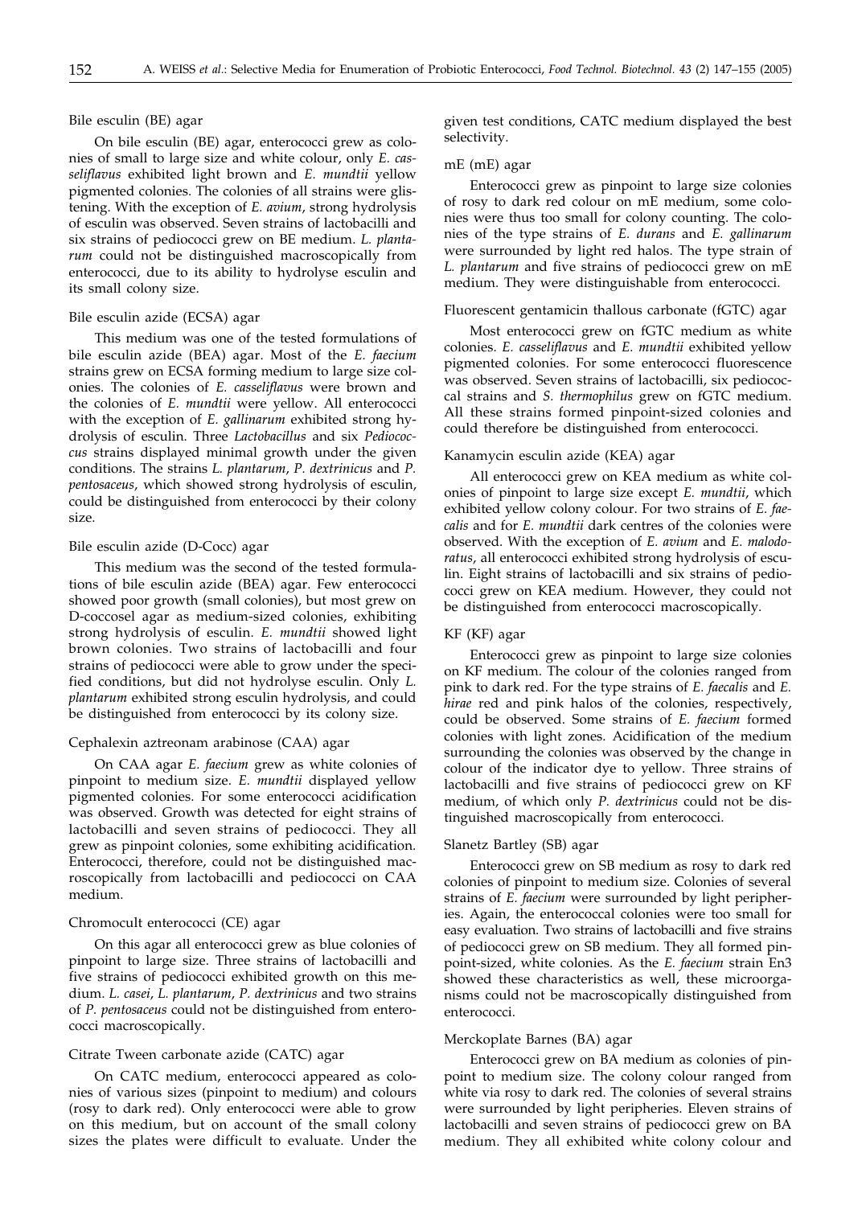### Bile esculin (BE) agar

On bile esculin (BE) agar, enterococci grew as colonies of small to large size and white colour, only *E. casseliflavus* exhibited light brown and *E. mundtii* yellow pigmented colonies. The colonies of all strains were glistening. With the exception of *E. avium*, strong hydrolysis of esculin was observed. Seven strains of lactobacilli and six strains of pediococci grew on BE medium. *L. plantarum* could not be distinguished macroscopically from enterococci, due to its ability to hydrolyse esculin and its small colony size.

### Bile esculin azide (ECSA) agar

This medium was one of the tested formulations of bile esculin azide (BEA) agar. Most of the *E. faecium* strains grew on ECSA forming medium to large size colonies. The colonies of *E. casseliflavus* were brown and the colonies of *E. mundtii* were yellow. All enterococci with the exception of *E. gallinarum* exhibited strong hydrolysis of esculin. Three *Lactobacillus* and six *Pediococcus* strains displayed minimal growth under the given conditions. The strains *L. plantarum*, *P. dextrinicus* and *P. pentosaceus*, which showed strong hydrolysis of esculin, could be distinguished from enterococci by their colony size.

### Bile esculin azide (D-Cocc) agar

This medium was the second of the tested formulations of bile esculin azide (BEA) agar. Few enterococci showed poor growth (small colonies), but most grew on D-coccosel agar as medium-sized colonies, exhibiting strong hydrolysis of esculin. *E. mundtii* showed light brown colonies. Two strains of lactobacilli and four strains of pediococci were able to grow under the specified conditions, but did not hydrolyse esculin. Only *L. plantarum* exhibited strong esculin hydrolysis, and could be distinguished from enterococci by its colony size.

### Cephalexin aztreonam arabinose (CAA) agar

On CAA agar *E. faecium* grew as white colonies of pinpoint to medium size. *E. mundtii* displayed yellow pigmented colonies. For some enterococci acidification was observed. Growth was detected for eight strains of lactobacilli and seven strains of pediococci. They all grew as pinpoint colonies, some exhibiting acidification. Enterococci, therefore, could not be distinguished macroscopically from lactobacilli and pediococci on CAA medium.

### Chromocult enterococci (CE) agar

On this agar all enterococci grew as blue colonies of pinpoint to large size. Three strains of lactobacilli and five strains of pediococci exhibited growth on this medium. *L. casei*, *L. plantarum*, *P. dextrinicus* and two strains of *P. pentosaceus* could not be distinguished from enterococci macroscopically.

### Citrate Tween carbonate azide (CATC) agar

On CATC medium, enterococci appeared as colonies of various sizes (pinpoint to medium) and colours (rosy to dark red). Only enterococci were able to grow on this medium, but on account of the small colony sizes the plates were difficult to evaluate. Under the given test conditions, CATC medium displayed the best selectivity.

### mE (mE) agar

Enterococci grew as pinpoint to large size colonies of rosy to dark red colour on mE medium, some colonies were thus too small for colony counting. The colonies of the type strains of *E. durans* and *E. gallinarum* were surrounded by light red halos. The type strain of *L. plantarum* and five strains of pediococci grew on mE medium. They were distinguishable from enterococci.

### Fluorescent gentamicin thallous carbonate (fGTC) agar

Most enterococci grew on fGTC medium as white colonies. *E. casseliflavus* and *E. mundtii* exhibited yellow pigmented colonies. For some enterococci fluorescence was observed. Seven strains of lactobacilli, six pediococcal strains and *S. thermophilus* grew on fGTC medium. All these strains formed pinpoint-sized colonies and could therefore be distinguished from enterococci.

### Kanamycin esculin azide (KEA) agar

All enterococci grew on KEA medium as white colonies of pinpoint to large size except *E. mundtii*, which exhibited yellow colony colour. For two strains of *E. faecalis* and for *E. mundtii* dark centres of the colonies were observed. With the exception of *E. avium* and *E. malodoratus*, all enterococci exhibited strong hydrolysis of esculin. Eight strains of lactobacilli and six strains of pediococci grew on KEA medium. However, they could not be distinguished from enterococci macroscopically.

### KF (KF) agar

Enterococci grew as pinpoint to large size colonies on KF medium. The colour of the colonies ranged from pink to dark red. For the type strains of *E. faecalis* and *E. hirae* red and pink halos of the colonies, respectively, could be observed. Some strains of *E. faecium* formed colonies with light zones. Acidification of the medium surrounding the colonies was observed by the change in colour of the indicator dye to yellow. Three strains of lactobacilli and five strains of pediococci grew on KF medium, of which only *P. dextrinicus* could not be distinguished macroscopically from enterococci.

### Slanetz Bartley (SB) agar

Enterococci grew on SB medium as rosy to dark red colonies of pinpoint to medium size. Colonies of several strains of *E. faecium* were surrounded by light peripheries. Again, the enterococcal colonies were too small for easy evaluation. Two strains of lactobacilli and five strains of pediococci grew on SB medium. They all formed pinpoint-sized, white colonies. As the *E. faecium* strain En3 showed these characteristics as well, these microorganisms could not be macroscopically distinguished from enterococci.

### Merckoplate Barnes (BA) agar

Enterococci grew on BA medium as colonies of pinpoint to medium size. The colony colour ranged from white via rosy to dark red. The colonies of several strains were surrounded by light peripheries. Eleven strains of lactobacilli and seven strains of pediococci grew on BA medium. They all exhibited white colony colour and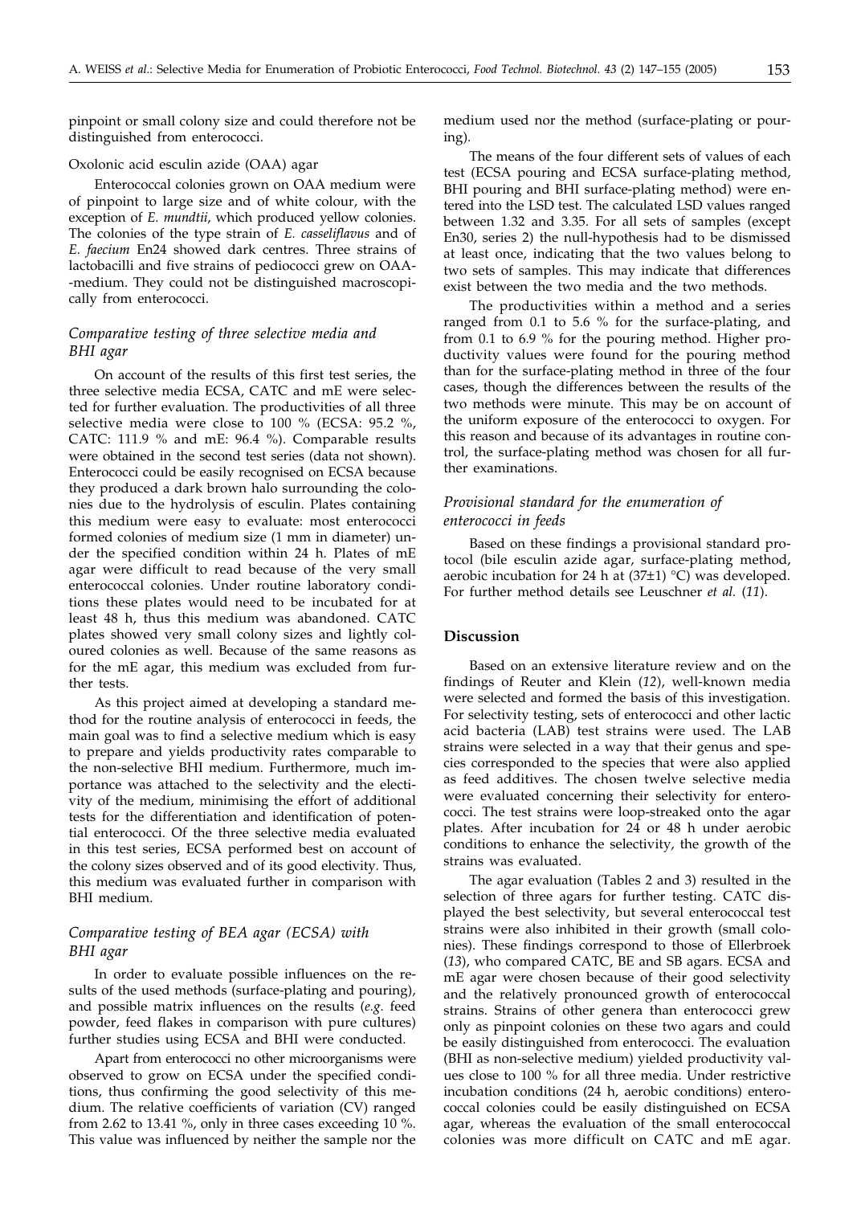pinpoint or small colony size and could therefore not be distinguished from enterococci.

#### Oxolonic acid esculin azide (OAA) agar

Enterococcal colonies grown on OAA medium were of pinpoint to large size and of white colour, with the exception of *E. mundtii*, which produced yellow colonies. The colonies of the type strain of *E. casseliflavus* and of *E. faecium* En24 showed dark centres. Three strains of lactobacilli and five strains of pediococci grew on OAA-medium. They could not be distinguished macroscopically from enterococci.

### *Comparative testing of three selective media and BHI agar*

On account of the results of this first test series, the three selective media ECSA, CATC and mE were selected for further evaluation. The productivities of all three selective media were close to 100 % (ECSA: 95.2 %, CATC: 111.9 % and mE: 96.4 %). Comparable results were obtained in the second test series (data not shown). Enterococci could be easily recognised on ECSA because they produced a dark brown halo surrounding the colonies due to the hydrolysis of esculin. Plates containing this medium were easy to evaluate: most enterococci formed colonies of medium size (1 mm in diameter) under the specified condition within 24 h. Plates of mE agar were difficult to read because of the very small enterococcal colonies. Under routine laboratory conditions these plates would need to be incubated for at least 48 h, thus this medium was abandoned. CATC plates showed very small colony sizes and lightly coloured colonies as well. Because of the same reasons as for the mE agar, this medium was excluded from further tests.

As this project aimed at developing a standard method for the routine analysis of enterococci in feeds, the main goal was to find a selective medium which is easy to prepare and yields productivity rates comparable to the non-selective BHI medium. Furthermore, much importance was attached to the selectivity and the electivity of the medium, minimising the effort of additional tests for the differentiation and identification of potential enterococci. Of the three selective media evaluated in this test series, ECSA performed best on account of the colony sizes observed and of its good electivity. Thus, this medium was evaluated further in comparison with BHI medium.

### *Comparative testing of BEA agar (ECSA) with BHI agar*

In order to evaluate possible influences on the results of the used methods (surface-plating and pouring), and possible matrix influences on the results (*e.g.* feed powder, feed flakes in comparison with pure cultures) further studies using ECSA and BHI were conducted.

Apart from enterococci no other microorganisms were observed to grow on ECSA under the specified conditions, thus confirming the good selectivity of this medium. The relative coefficients of variation (CV) ranged from 2.62 to 13.41 %, only in three cases exceeding 10 %. This value was influenced by neither the sample nor the medium used nor the method (surface-plating or pouring).

The means of the four different sets of values of each test (ECSA pouring and ECSA surface-plating method, BHI pouring and BHI surface-plating method) were entered into the LSD test. The calculated LSD values ranged between 1.32 and 3.35. For all sets of samples (except En30, series 2) the null-hypothesis had to be dismissed at least once, indicating that the two values belong to two sets of samples. This may indicate that differences exist between the two media and the two methods.

The productivities within a method and a series ranged from 0.1 to 5.6 % for the surface-plating, and from 0.1 to 6.9 % for the pouring method. Higher productivity values were found for the pouring method than for the surface-plating method in three of the four cases, though the differences between the results of the two methods were minute. This may be on account of the uniform exposure of the enterococci to oxygen. For this reason and because of its advantages in routine control, the surface-plating method was chosen for all further examinations.

### *Provisional standard for the enumeration of enterococci in feeds*

Based on these findings a provisional standard protocol (bile esculin azide agar, surface-plating method, aerobic incubation for 24 h at (37±1) °C) was developed. For further method details see Leuschner *et al.* (*11*).

## Discussion

Based on an extensive literature review and on the findings of Reuter and Klein (*12*), well-known media were selected and formed the basis of this investigation. For selectivity testing, sets of enterococci and other lactic acid bacteria (LAB) test strains were used. The LAB strains were selected in a way that their genus and species corresponded to the species that were also applied as feed additives. The chosen twelve selective media were evaluated concerning their selectivity for enterococci. The test strains were loop-streaked onto the agar plates. After incubation for 24 or 48 h under aerobic conditions to enhance the selectivity, the growth of the strains was evaluated.

The agar evaluation (Tables 2 and 3) resulted in the selection of three agars for further testing. CATC displayed the best selectivity, but several enterococcal test strains were also inhibited in their growth (small colonies). These findings correspond to those of Ellerbroek (*13*), who compared CATC, BE and SB agars. ECSA and mE agar were chosen because of their good selectivity and the relatively pronounced growth of enterococcal strains. Strains of other genera than enterococci grew only as pinpoint colonies on these two agars and could be easily distinguished from enterococci. The evaluation (BHI as non-selective medium) yielded productivity values close to 100 % for all three media. Under restrictive incubation conditions (24 h, aerobic conditions) enterococcal colonies could be easily distinguished on ECSA agar, whereas the evaluation of the small enterococcal colonies was more difficult on CATC and mE agar.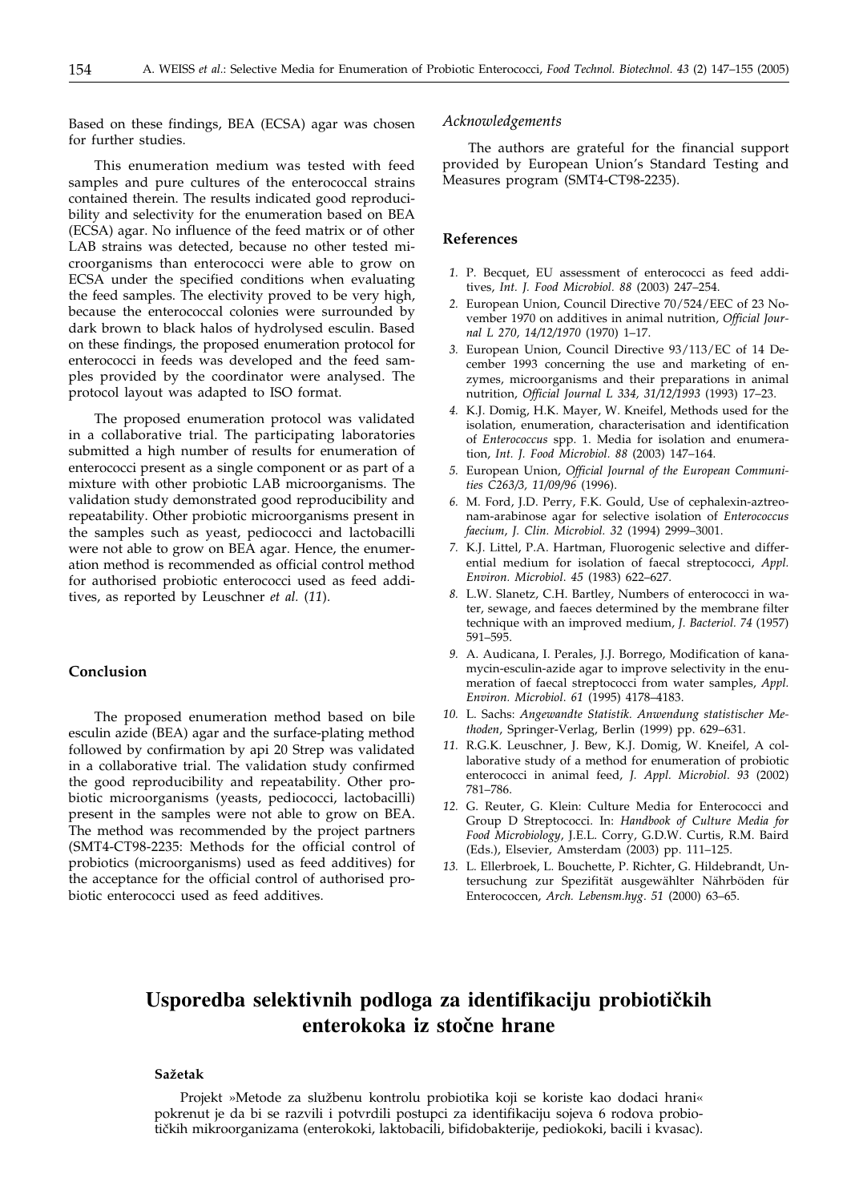Based on these findings, BEA (ECSA) agar was chosen for further studies.

This enumeration medium was tested with feed samples and pure cultures of the enterococcal strains contained therein. The results indicated good reproducibility and selectivity for the enumeration based on BEA (ECSA) agar. No influence of the feed matrix or of other LAB strains was detected, because no other tested microorganisms than enterococci were able to grow on ECSA under the specified conditions when evaluating the feed samples. The electivity proved to be very high, because the enterococcal colonies were surrounded by dark brown to black halos of hydrolysed esculin. Based on these findings, the proposed enumeration protocol for enterococci in feeds was developed and the feed samples provided by the coordinator were analysed. The protocol layout was adapted to ISO format.

The proposed enumeration protocol was validated in a collaborative trial. The participating laboratories submitted a high number of results for enumeration of enterococci present as a single component or as part of a mixture with other probiotic LAB microorganisms. The validation study demonstrated good reproducibility and repeatability. Other probiotic microorganisms present in the samples such as yeast, pediococci and lactobacilli were not able to grow on BEA agar. Hence, the enumeration method is recommended as official control method for authorised probiotic enterococci used as feed additives, as reported by Leuschner *et al.* (*11*).

## Conclusion

The proposed enumeration method based on bile esculin azide (BEA) agar and the surface-plating method followed by confirmation by api 20 Strep was validated in a collaborative trial. The validation study confirmed the good reproducibility and repeatability. Other probiotic microorganisms (yeasts, pediococci, lactobacilli) present in the samples were not able to grow on BEA. The method was recommended by the project partners (SMT4-CT98-2235: Methods for the official control of probiotics (microorganisms) used as feed additives) for the acceptance for the official control of authorised probiotic enterococci used as feed additives.

### *Acknowledgements*

The authors are grateful for the financial support provided by European Union's Standard Testing and Measures program (SMT4-CT98-2235).

## References

1. P. Becquet, EU assessment of enterococci as feed additives, *Int. J. Food Microbiol. 88* (2003) 247–254.
2. European Union, Council Directive 70/524/EEC of 23 November 1970 on additives in animal nutrition, *Official Journal L 270, 14/12/1970* (1970) 1–17.
3. European Union, Council Directive 93/113/EC of 14 December 1993 concerning the use and marketing of enzymes, microorganisms and their preparations in animal nutrition, *Official Journal L 334, 31/12/1993* (1993) 17–23.
4. K.J. Domig, H.K. Mayer, W. Kneifel, Methods used for the isolation, enumeration, characterisation and identification of *Enterococcus* spp. 1. Media for isolation and enumeration, *Int. J. Food Microbiol. 88* (2003) 147–164.
5. European Union, *Official Journal of the European Communities C263/3, 11/09/96* (1996).
6. M. Ford, J.D. Perry, F.K. Gould, Use of cephalexin-aztreonam-arabinose agar for selective isolation of *Enterococcus faecium*, *J. Clin. Microbiol. 32* (1994) 2999–3001.
7. K.J. Littel, P.A. Hartman, Fluorogenic selective and differential medium for isolation of faecal streptococci, *Appl. Environ. Microbiol. 45* (1983) 622–627.
8. L.W. Slanetz, C.H. Bartley, Numbers of enterococci in water, sewage, and faeces determined by the membrane filter technique with an improved medium, *J. Bacteriol. 74* (1957) 591–595.
9. A. Audicana, I. Perales, J.J. Borrego, Modification of kanamycin-esculin-azide agar to improve selectivity in the enumeration of faecal streptococci from water samples, *Appl. Environ. Microbiol. 61* (1995) 4178–4183.
10. L. Sachs: *Angewandte Statistik. Anwendung statistischer Methoden*, Springer-Verlag, Berlin (1999) pp. 629–631.
11. R.G.K. Leuschner, J. Bew, K.J. Domig, W. Kneifel, A collaborative study of a method for enumeration of probiotic enterococci in animal feed, *J. Appl. Microbiol. 93* (2002) 781–786.
12. G. Reuter, G. Klein: Culture Media for Enterococci and Group D Streptococci. In: *Handbook of Culture Media for Food Microbiology*, J.E.L. Corry, G.D.W. Curtis, R.M. Baird (Eds.), Elsevier, Amsterdam (2003) pp. 111–125.
13. L. Ellerbroek, L. Bouchette, P. Richter, G. Hildebrandt, Untersuchung zur Spezifität ausgewählter Nährböden für Enterococcen, *Arch. Lebensm.hyg. 51* (2000) 63–65.

# Usporedba selektivnih podloga za identifikaciju probiotičkih enterokoka iz stočne hrane

### Sažetak

Projekt »Metode za službenu kontrolu probiotika koji se koriste kao dodaci hrani« pokrenut je da bi se razvili i potvrdili postupci za identifikaciju sojeva 6 rodova probiotičkih mikroorganizama (enterokoki, laktobacili, bifidobakterije, pediokoki, bacili i kvasac).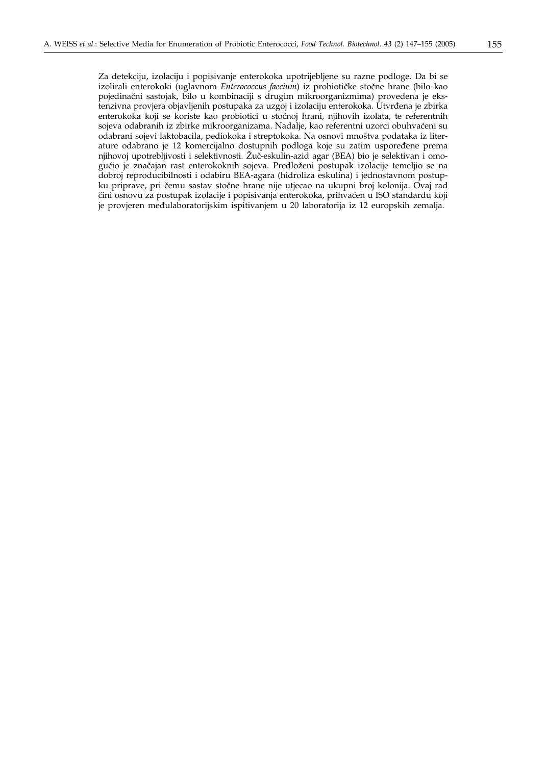Za detekciju, izolaciju i popisivanje enterokoka upotrijebljene su razne podloge. Da bi se izolirali enterokoki (uglavnom *Enterococcus faecium*) iz probiotičke stočne hrane (bilo kao pojedinačni sastojak, bilo u kombinaciji s drugim mikroorganizmima) provedena je ekstenzivna provjera objavljenih postupaka za uzgoj i izolaciju enterokoka. Utvrđena je zbirka enterokoka koji se koriste kao probiotici u stočnoj hrani, njihovih izolata, te referentnih sojeva odabranih iz zbirke mikroorganizama. Nadalje, kao referentni uzorci obuhvaćeni su odabrani sojevi laktobacila, pediokoka i streptokoka. Na osnovi mnoštva podataka iz literature odabrano je 12 komercijalno dostupnih podloga koje su zatim uspoređene prema njihovoj upotrebljivosti i selektivnosti. Žuč-eskulin-azid agar (BEA) bio je selektivan i omogućio je značajan rast enterokoknih sojeva. Predloženi postupak izolacije temeljio se na dobroj reproducibilnosti i odabiru BEA-agara (hidroliza eskulina) i jednostavnom postupku priprave, pri čemu sastav stočne hrane nije utjecao na ukupni broj kolonija. Ovaj rad čini osnovu za postupak izolacije i popisivanja enterokoka, prihvaćen u ISO standardu koji je provjeren međulaboratorijskim ispitivanjem u 20 laboratorija iz 12 europskih zemalja.